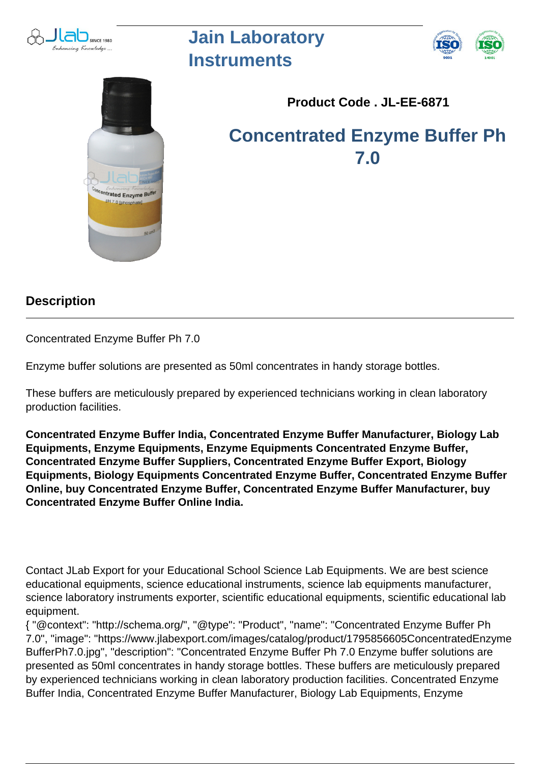# Jain Laboratory Instruments

**Product Code . JL-EE-6871**

## Concentrated Enzyme Buffer Ph 7.0

### Description

Concentrated Enzyme Buffer Ph 7.0

Enzyme buffer solutions are presented as 50ml concentrates in handy storage bottles.

These buffers are meticulously prepared by experienced technicians working in clean laboratory production facilities.

**Concentrated Enzyme Buffer India, Concentrated Enzyme Buffer Manufacturer, Biology Lab Equipments, Enzyme Equipments, Enzyme Equipments Concentrated Enzyme Buffer, Concentrated Enzyme Buffer Suppliers, Concentrated Enzyme Buffer Export, Biology Equipments, Biology Equipments Concentrated Enzyme Buffer, Concentrated Enzyme Buffer Online, buy Concentrated Enzyme Buffer, Concentrated Enzyme Buffer Manufacturer, buy Concentrated Enzyme Buffer Online India.**

Contact JLab Export for your Educational School Science Lab Equipments. We are best science educational equipments, science educational instruments, science lab equipments manufacturer, science laboratory instruments exporter, scientific educational equipments, scientific educational lab equipment.

{ "@context": "http://schema.org/", "@type": "Product", "name": "Concentrated Enzyme Buffer Ph 7.0", "image": "https://www.jlabexport.com/images/catalog/product/1795856605ConcentratedEnzymeBufferPh7.0.jpg", "description": "Concentrated Enzyme Buffer Ph 7.0 Enzyme buffer solutions are presented as 50ml concentrates in handy storage bottles. These buffers are meticulously prepared by experienced technicians working in clean laboratory production facilities. Concentrated Enzyme Buffer India, Concentrated Enzyme Buffer Manufacturer, Biology Lab Equipments, Enzyme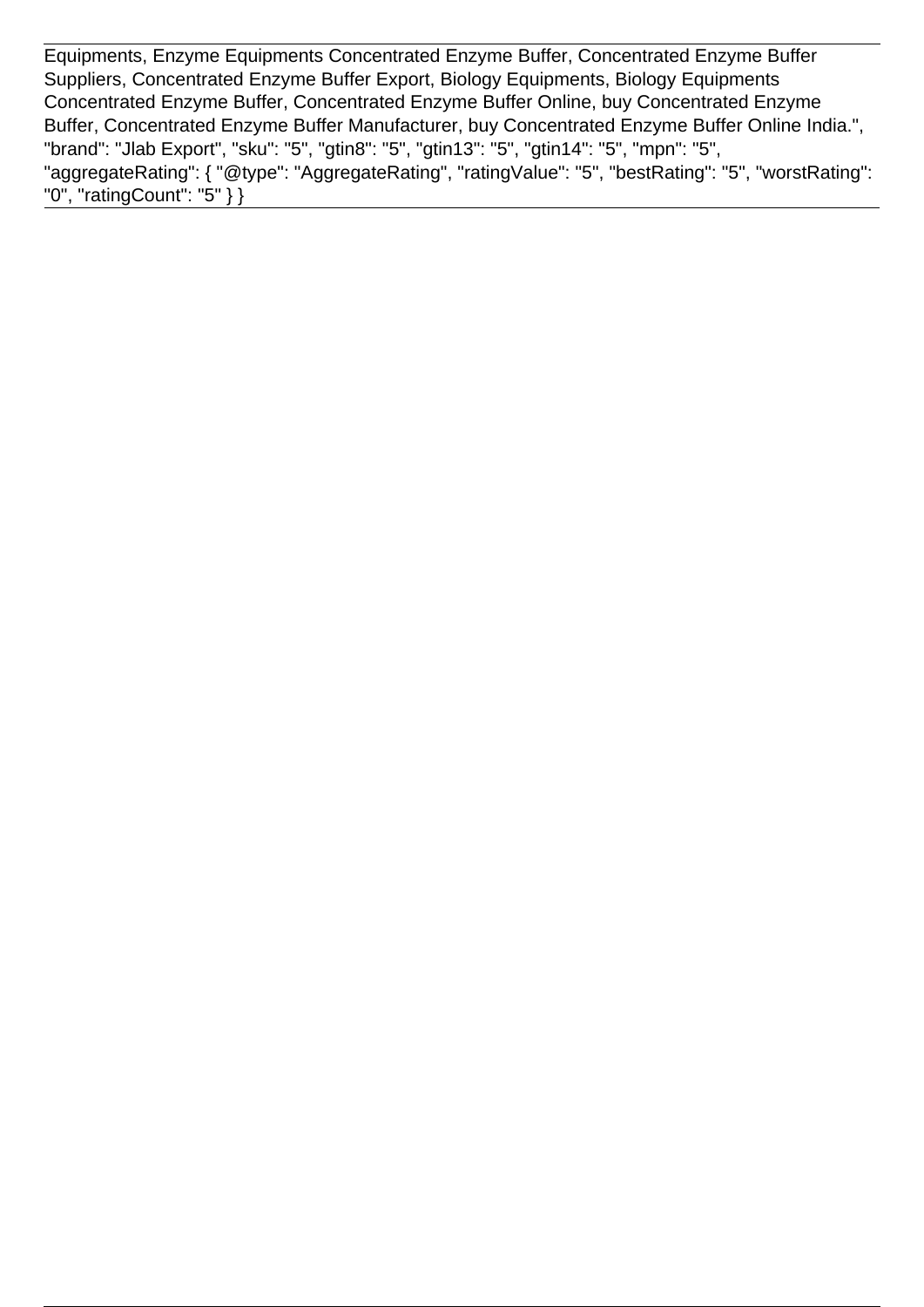Equipments, Enzyme Equipments Concentrated Enzyme Buffer, Concentrated Enzyme Buffer Suppliers, Concentrated Enzyme Buffer Export, Biology Equipments, Biology Equipments Concentrated Enzyme Buffer, Concentrated Enzyme Buffer Online, buy Concentrated Enzyme Buffer, Concentrated Enzyme Buffer Manufacturer, buy Concentrated Enzyme Buffer Online India.", "brand": "Jlab Export", "sku": "5", "gtin8": "5", "gtin13": "5", "gtin14": "5", "mpn": "5", "aggregateRating": { "@type": "AggregateRating", "ratingValue": "5", "bestRating": "5", "worstRating": "0", "ratingCount": "5" } }